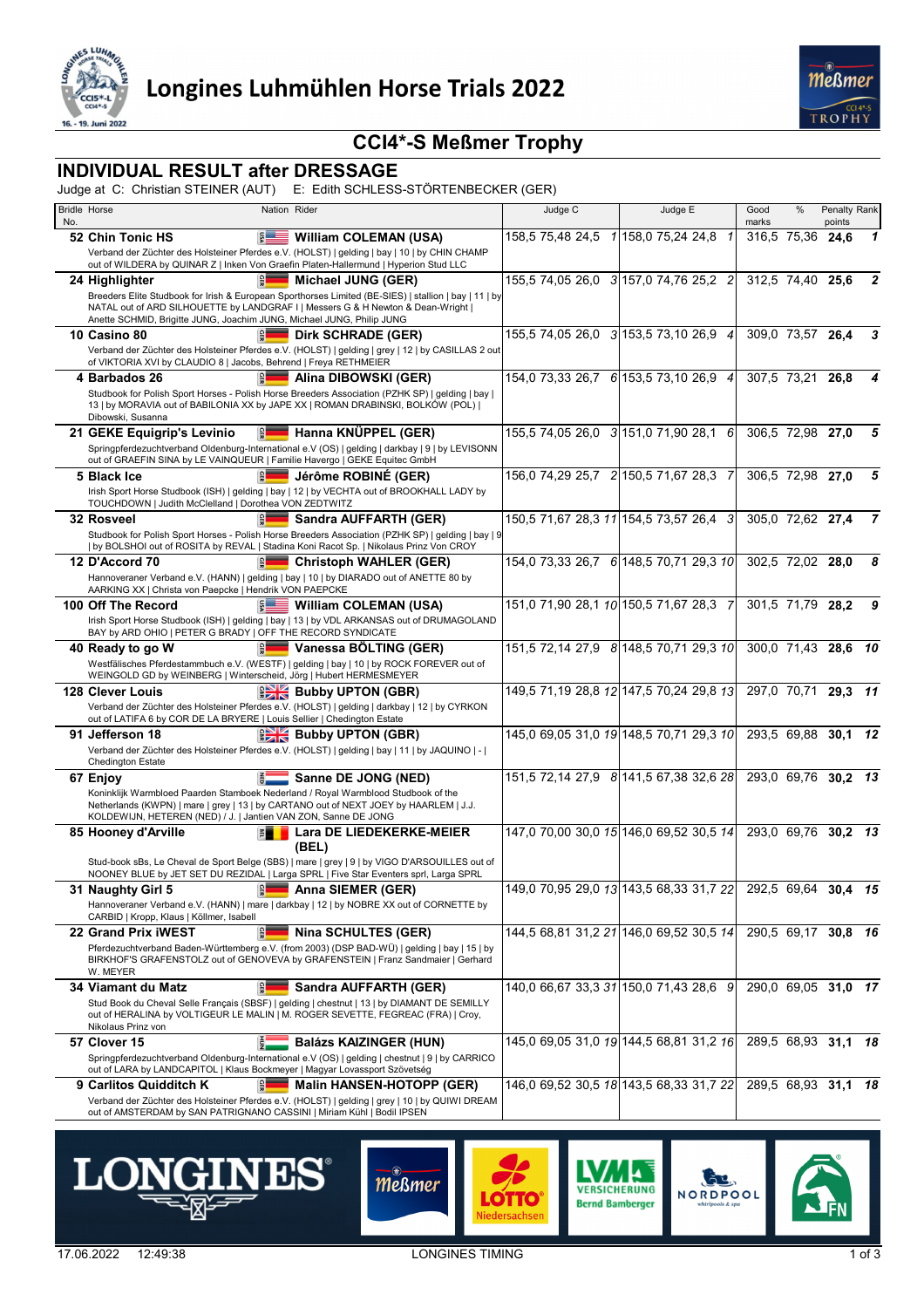# Longines Luhmühlen Horse Trials 2022

## CCI4*-S Meßmer Trophy

### INDIVIDUAL RESULT after DRESSAGE

Judge at C: Christian STEINER (AUT) E: Edith SCHLESS-STÖRTENBECKER (GER)

| Bridle No. | Horse | Nation | Rider | Judge C | | | | Judge E | | | | Good marks | % | Penalty points | Rank |
|---|---|---|---|---|---|---|---|---|---|---|---|---|---|---|---|
| 52 | **Chin Tonic HS**<br>Verband der Züchter des Holsteiner Pferdes e.V. (HOLST) \| gelding \| bay \| 10 \| by CHIN CHAMP out of WILDERA by QUINAR Z \| Inken Von Graefin Platen-Hallermund \| Hyperion Stud LLC | USA | **William COLEMAN (USA)** | 158,5 | 75,48 | 24,5 | 1 | 158,0 | 75,24 | 24,8 | 1 | 316,5 | 75,36 | **24,6** | **1** |
| 24 | **Highlighter**<br>Breeders Elite Studbook for Irish & European Sporthorses Limited (BE-SIES) \| stallion \| bay \| 11 \| by NATAL out of ARD SILHOUETTE by LANDGRAF I \| Messers G & H Newton & Dean-Wright \| Anette SCHMID, Brigitte JUNG, Joachim JUNG, Michael JUNG, Philip JUNG | GER | **Michael JUNG (GER)** | 155,5 | 74,05 | 26,0 | 3 | 157,0 | 74,76 | 25,2 | 2 | 312,5 | 74,40 | **25,6** | **2** |
| 10 | **Casino 80**<br>Verband der Züchter des Holsteiner Pferdes e.V. (HOLST) \| gelding \| grey \| 12 \| by CASILLAS 2 out of VIKTORIA XVI by CLAUDIO 8 \| Jacobs, Behrend \| Freya RETHMEIER | GER | **Dirk SCHRADE (GER)** | 155,5 | 74,05 | 26,0 | 3 | 153,5 | 73,10 | 26,9 | 4 | 309,0 | 73,57 | **26,4** | **3** |
| 4 | **Barbados 26**<br>Studbook for Polish Sport Horses - Polish Horse Breeders Association (PZHK SP) \| gelding \| bay \| 13 \| by MORAVIA out of BABILONIA XX by JAPE XX \| ROMAN DRABINSKI, BOLKÓW (POL) \| Dibowski, Susanna | GER | **Alina DIBOWSKI (GER)** | 154,0 | 73,33 | 26,7 | 6 | 153,5 | 73,10 | 26,9 | 4 | 307,5 | 73,21 | **26,8** | **4** |
| 21 | **GEKE Equigrip's Levinio**<br>Springpferdezuchtverband Oldenburg-International e.V (OS) \| gelding \| darkbay \| 9 \| by LEVISONN out of GRAEFIN SINA by LE VAINQUEUR \| Familie Havergo \| GEKE Equitec GmbH | GER | **Hanna KNÜPPEL (GER)** | 155,5 | 74,05 | 26,0 | 3 | 151,0 | 71,90 | 28,1 | 6 | 306,5 | 72,98 | **27,0** | **5** |
| 5 | **Black Ice**<br>Irish Sport Horse Studbook (ISH) \| gelding \| bay \| 12 \| by VECHTA out of BROOKHALL LADY by TOUCHDOWN \| Judith McClelland \| Dorothea VON ZEDTWITZ | GER | **Jérôme ROBINÉ (GER)** | 156,0 | 74,29 | 25,7 | 2 | 150,5 | 71,67 | 28,3 | 7 | 306,5 | 72,98 | **27,0** | **5** |
| 32 | **Rosveel**<br>Studbook for Polish Sport Horses - Polish Horse Breeders Association (PZHK SP) \| gelding \| bay \| 9 \| by BOLSHOI out of ROSITA by REVAL \| Stadina Koni Racot Sp. \| Nikolaus Prinz Von CROY | GER | **Sandra AUFFARTH (GER)** | 150,5 | 71,67 | 28,3 | 11 | 154,5 | 73,57 | 26,4 | 3 | 305,0 | 72,62 | **27,4** | **7** |
| 12 | **D'Accord 70**<br>Hannoveraner Verband e.V. (HANN) \| gelding \| bay \| 10 \| by DIARADO out of ANETTE 80 by AARKING XX \| Christa von Paepcke \| Hendrik VON PAEPCKE | GER | **Christoph WAHLER (GER)** | 154,0 | 73,33 | 26,7 | 6 | 148,5 | 70,71 | 29,3 | 10 | 302,5 | 72,02 | **28,0** | **8** |
| 100 | **Off The Record**<br>Irish Sport Horse Studbook (ISH) \| gelding \| bay \| 13 \| by VDL ARKANSAS out of DRUMAGOLAND BAY by ARD OHIO \| PETER G BRADY \| OFF THE RECORD SYNDICATE | USA | **William COLEMAN (USA)** | 151,0 | 71,90 | 28,1 | 10 | 150,5 | 71,67 | 28,3 | 7 | 301,5 | 71,79 | **28,2** | **9** |
| 40 | **Ready to go W**<br>Westfälisches Pferdestammbuch e.V. (WESTF) \| gelding \| bay \| 10 \| by ROCK FOREVER out of WEINGOLD GD by WEINBERG \| Winterscheid, Jörg \| Hubert HERMESMEYER | GER | **Vanessa BÖLTING (GER)** | 151,5 | 72,14 | 27,9 | 8 | 148,5 | 70,71 | 29,3 | 10 | 300,0 | 71,43 | **28,6** | **10** |
| 128 | **Clever Louis**<br>Verband der Züchter des Holsteiner Pferdes e.V. (HOLST) \| gelding \| darkbay \| 12 \| by CYRKON out of LATIFA 6 by COR DE LA BRYERE \| Louis Sellier \| Chedington Estate | GBR | **Bubby UPTON (GBR)** | 149,5 | 71,19 | 28,8 | 12 | 147,5 | 70,24 | 29,8 | 13 | 297,0 | 70,71 | **29,3** | **11** |
| 91 | **Jefferson 18**<br>Verband der Züchter des Holsteiner Pferdes e.V. (HOLST) \| gelding \| bay \| 11 \| by JAQUINO \| - \| Chedington Estate | GBR | **Bubby UPTON (GBR)** | 145,0 | 69,05 | 31,0 | 19 | 148,5 | 70,71 | 29,3 | 10 | 293,5 | 69,88 | **30,1** | **12** |
| 67 | **Enjoy**<br>Koninklijk Warmbloed Paarden Stamboek Nederland / Royal Warmblood Studbook of the Netherlands (KWPN) \| mare \| grey \| 13 \| by CARTANO out of NEXT JOEY by HAARLEM \| J.J. KOLDEWIJN, HETEREN (NED) / J. \| Jantien VAN ZON, Sanne DE JONG | NED | **Sanne DE JONG (NED)** | 151,5 | 72,14 | 27,9 | 8 | 141,5 | 67,38 | 32,6 | 28 | 293,0 | 69,76 | **30,2** | **13** |
| 85 | **Hooney d'Arville**<br>Stud-book sBs, Le Cheval de Sport Belge (SBS) \| mare \| grey \| 9 \| by VIGO D'ARSOUILLES out of NOONEY BLUE by JET SET DU REZIDAL \| Larga SPRL \| Five Star Eventers sprl, Larga SPRL | BEL | **Lara DE LIEDEKERKE-MEIER (BEL)** | 147,0 | 70,00 | 30,0 | 15 | 146,0 | 69,52 | 30,5 | 14 | 293,0 | 69,76 | **30,2** | **13** |
| 31 | **Naughty Girl 5**<br>Hannoveraner Verband e.V. (HANN) \| mare \| darkbay \| 12 \| by NOBRE XX out of CORNETTE by CARBID \| Kropp, Klaus \| Köllmer, Isabell | GER | **Anna SIEMER (GER)** | 149,0 | 70,95 | 29,0 | 13 | 143,5 | 68,33 | 31,7 | 22 | 292,5 | 69,64 | **30,4** | **15** |
| 22 | **Grand Prix iWEST**<br>Pferdezuchtverband Baden-Württemberg e.V. (from 2003) (DSP BAD-WÜ) \| gelding \| bay \| 15 \| by BIRKHOF'S GRAFENSTOLZ out of GENOVEVA by GRAFENSTEIN \| Franz Sandmaier \| Gerhard W. MEYER | GER | **Nina SCHULTES (GER)** | 144,5 | 68,81 | 31,2 | 21 | 146,0 | 69,52 | 30,5 | 14 | 290,5 | 69,17 | **30,8** | **16** |
| 34 | **Viamant du Matz**<br>Stud Book du Cheval Selle Français (SBSF) \| gelding \| chestnut \| 13 \| by DIAMANT DE SEMILLY out of HERALINA by VOLTIGEUR LE MALIN \| M. ROGER SEVETTE, FEGREAC (FRA) \| Croy, Nikolaus Prinz von | GER | **Sandra AUFFARTH (GER)** | 140,0 | 66,67 | 33,3 | 31 | 150,0 | 71,43 | 28,6 | 9 | 290,0 | 69,05 | **31,0** | **17** |
| 57 | **Clover 15**<br>Springpferdezuchtverband Oldenburg-International e.V (OS) \| gelding \| chestnut \| 9 \| by CARRICO out of LARA by LANDCAPITOL \| Klaus Bockmeyer \| Magyar Lovassport Szövetség | HUN | **Balázs KAIZINGER (HUN)** | 145,0 | 69,05 | 31,0 | 19 | 144,5 | 68,81 | 31,2 | 16 | 289,5 | 68,93 | **31,1** | **18** |
| 9 | **Carlitos Quidditch K**<br>Verband der Züchter des Holsteiner Pferdes e.V. (HOLST) \| gelding \| grey \| 10 \| by QUIWI DREAM out of AMSTERDAM by SAN PATRIGNANO CASSINI \| Miriam Kühl \| Bodil IPSEN | GER | **Malin HANSEN-HOTOPP (GER)** | 146,0 | 69,52 | 30,5 | 18 | 143,5 | 68,33 | 31,7 | 22 | 289,5 | 68,93 | **31,1** | **18** |

17.06.2022 12:49:38 LONGINES TIMING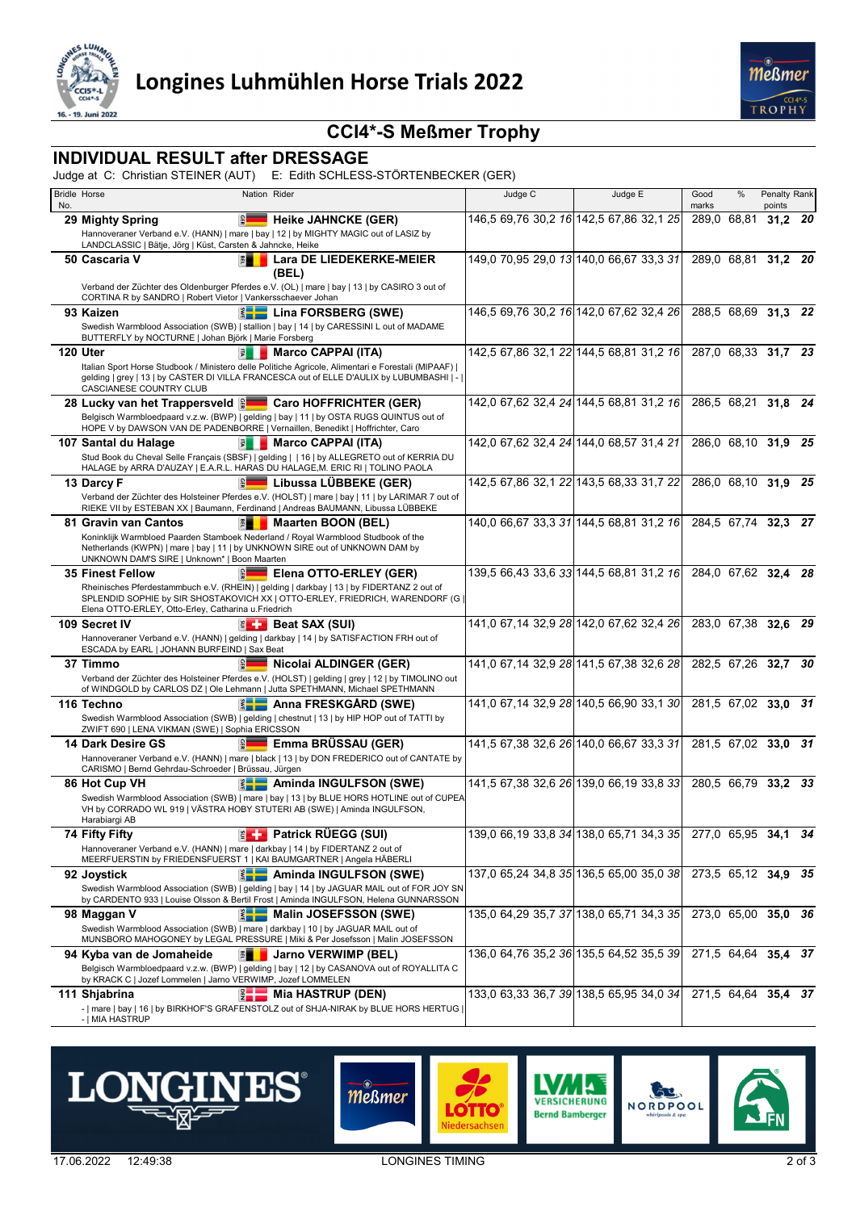# Longines Luhmühlen Horse Trials 2022

## CCI4*-S Meßmer Trophy

### INDIVIDUAL RESULT after DRESSAGE

Judge at C: Christian STEINER (AUT) E: Edith SCHLESS-STÖRTENBECKER (GER)

| Bridle No. | Horse | Nation | Rider | Judge C | | | | Judge E | | | | Good marks | % | Penalty points | Rank |
|---|---|---|---|---|---|---|---|---|---|---|---|---|---|---|---|
| 29 | **Mighty Spring** Hannoveraner Verband e.V. (HANN) \| mare \| bay \| 12 \| by MIGHTY MAGIC out of LASIZ by LANDCLASSIC \| Bätje, Jörg \| Küst, Carsten & Jahncke, Heike | GER | **Heike JAHNCKE (GER)** | 146,5 | 69,76 | 30,2 | 16 | 142,5 | 67,86 | 32,1 | 25 | 289,0 | 68,81 | **31,2** | **20** |
| 50 | **Cascaria V** Verband der Züchter des Oldenburger Pferdes e.V. (OL) \| mare \| bay \| 13 \| by CASIRO 3 out of CORTINA R by SANDRO \| Robert Vietor \| Vankersschaever Johan | BEL | **Lara DE LIEDEKERKE-MEIER (BEL)** | 149,0 | 70,95 | 29,0 | 13 | 140,0 | 66,67 | 33,3 | 31 | 289,0 | 68,81 | **31,2** | **20** |
| 93 | **Kaizen** Swedish Warmblood Association (SWB) \| stallion \| bay \| 14 \| by CARESSINI L out of MADAME BUTTERFLY by NOCTURNE \| Johan Björk \| Marie Forsberg | SWE | **Lina FORSBERG (SWE)** | 146,5 | 69,76 | 30,2 | 16 | 142,0 | 67,62 | 32,4 | 26 | 288,5 | 68,69 | **31,3** | **22** |
| 120 | **Uter** Italian Sport Horse Studbook / Ministero delle Politiche Agricole, Alimentari e Forestali (MIPAAF) \| gelding \| grey \| 13 \| by CASTER DI VILLA FRANCESCA out of ELLE D'AULIX by LUBUMBASHI \| - \| CASCIANESE COUNTRY CLUB | ITA | **Marco CAPPAI (ITA)** | 142,5 | 67,86 | 32,1 | 22 | 144,5 | 68,81 | 31,2 | 16 | 287,0 | 68,33 | **31,7** | **23** |
| 28 | **Lucky van het Trappersveld** Belgisch Warmbloedpaard v.z.w. (BWP) \| gelding \| bay \| 11 \| by OSTA RUGS QUINTUS out of HOPE V by DAWSON VAN DE PADENBORRE \| Vernaillen, Benedikt \| Hoffrichter, Caro | GER | **Caro HOFFRICHTER (GER)** | 142,0 | 67,62 | 32,4 | 24 | 144,5 | 68,81 | 31,2 | 16 | 286,5 | 68,21 | **31,8** | **24** |
| 107 | **Santal du Halage** Stud Book du Cheval Selle Français (SBSF) \| gelding \| \| 16 \| by ALLEGRETO out of KERRIA DU HALAGE by ARRA D'AUZAY \| E.A.R.L. HARAS DU HALAGE,M. ERIC RI \| TOLINO PAOLA | ITA | **Marco CAPPAI (ITA)** | 142,0 | 67,62 | 32,4 | 24 | 144,0 | 68,57 | 31,4 | 21 | 286,0 | 68,10 | **31,9** | **25** |
| 13 | **Darcy F** Verband der Züchter des Holsteiner Pferdes e.V. (HOLST) \| mare \| bay \| 11 \| by LARIMAR 7 out of RIEKE VII by ESTEBAN XX \| Baumann, Ferdinand \| Andreas BAUMANN, Libussa LÜBBEKE | GER | **Libussa LÜBBEKE (GER)** | 142,5 | 67,86 | 32,1 | 22 | 143,5 | 68,33 | 31,7 | 22 | 286,0 | 68,10 | **31,9** | **25** |
| 81 | **Gravin van Cantos** Koninklijk Warmbloed Paarden Stamboek Nederland / Royal Warmblood Studbook of the Netherlands (KWPN) \| mare \| bay \| 11 \| by UNKNOWN SIRE out of UNKNOWN DAM by UNKNOWN DAM'S SIRE \| Unknown* \| Boon Maarten | BEL | **Maarten BOON (BEL)** | 140,0 | 66,67 | 33,3 | 31 | 144,5 | 68,81 | 31,2 | 16 | 284,5 | 67,74 | **32,3** | **27** |
| 35 | **Finest Fellow** Rheinisches Pferdestammbuch e.V. (RHEIN) \| gelding \| darkbay \| 13 \| by FIDERTANZ 2 out of SPLENDID SOPHIE by SIR SHOSTAKOVICH XX \| OTTO-ERLEY, FRIEDRICH, WARENDORF (G \| Elena OTTO-ERLEY, Otto-Erley, Catharina u.Friedrich | GER | **Elena OTTO-ERLEY (GER)** | 139,5 | 66,43 | 33,6 | 33 | 144,5 | 68,81 | 31,2 | 16 | 284,0 | 67,62 | **32,4** | **28** |
| 109 | **Secret IV** Hannoveraner Verband e.V. (HANN) \| gelding \| darkbay \| 14 \| by SATISFACTION FRH out of ESCADA by EARL \| JOHANN BURFEIND \| Sax Beat | SUI | **Beat SAX (SUI)** | 141,0 | 67,14 | 32,9 | 28 | 142,0 | 67,62 | 32,4 | 26 | 283,0 | 67,38 | **32,6** | **29** |
| 37 | **Timmo** Verband der Züchter des Holsteiner Pferdes e.V. (HOLST) \| gelding \| grey \| 12 \| by TIMOLINO out of WINDGOLD by CARLOS DZ \| Ole Lehmann \| Jutta SPETHMANN, Michael SPETHMANN | GER | **Nicolai ALDINGER (GER)** | 141,0 | 67,14 | 32,9 | 28 | 141,5 | 67,38 | 32,6 | 28 | 282,5 | 67,26 | **32,7** | **30** |
| 116 | **Techno** Swedish Warmblood Association (SWB) \| gelding \| chestnut \| 13 \| by HIP HOP out of TATTI by ZWIFT 690 \| LENA VIKMAN (SWE) \| Sophia ERICSSON | SWE | **Anna FRESKGÅRD (SWE)** | 141,0 | 67,14 | 32,9 | 28 | 140,5 | 66,90 | 33,1 | 30 | 281,5 | 67,02 | **33,0** | **31** |
| 14 | **Dark Desire GS** Hannoveraner Verband e.V. (HANN) \| mare \| black \| 13 \| by DON FREDERICO out of CANTATE by CARISMO \| Bernd Gehrdau-Schroeder \| Brüssau, Jürgen | GER | **Emma BRÜSSAU (GER)** | 141,5 | 67,38 | 32,6 | 26 | 140,0 | 66,67 | 33,3 | 31 | 281,5 | 67,02 | **33,0** | **31** |
| 86 | **Hot Cup VH** Swedish Warmblood Association (SWB) \| mare \| bay \| 13 \| by BLUE HORS HOTLINE out of CUPEA VH by CORRADO WL 919 \| VÄSTRA HOBY STUTERI AB (SWE) \| Aminda INGULFSON, Harabiargi AB | SWE | **Aminda INGULFSON (SWE)** | 141,5 | 67,38 | 32,6 | 26 | 139,0 | 66,19 | 33,8 | 33 | 280,5 | 66,79 | **33,2** | **33** |
| 74 | **Fifty Fifty** Hannoveraner Verband e.V. (HANN) \| mare \| darkbay \| 14 \| by FIDERTANZ 2 out of MEERFUERSTIN by FRIEDENSFUERST 1 \| KAI BAUMGARTNER \| Angela HÄBERLI | SUI | **Patrick RÜEGG (SUI)** | 139,0 | 66,19 | 33,8 | 34 | 138,0 | 65,71 | 34,3 | 35 | 277,0 | 65,95 | **34,1** | **34** |
| 92 | **Joystick** Swedish Warmblood Association (SWB) \| gelding \| bay \| 14 \| by JAGUAR MAIL out of FOR JOY SN by CARDENTO 933 \| Louise Olsson & Bertil Frost \| Aminda INGULFSON, Helena GUNNARSSON | SWE | **Aminda INGULFSON (SWE)** | 137,0 | 65,24 | 34,8 | 35 | 136,5 | 65,00 | 35,0 | 38 | 273,5 | 65,12 | **34,9** | **35** |
| 98 | **Maggan V** Swedish Warmblood Association (SWB) \| mare \| darkbay \| 10 \| by JAGUAR MAIL out of MUNSBORO MAHOGONEY by LEGAL PRESSURE \| Miki & Per Josefsson \| Malin JOSEFSSON | SWE | **Malin JOSEFSSON (SWE)** | 135,0 | 64,29 | 35,7 | 37 | 138,0 | 65,71 | 34,3 | 35 | 273,0 | 65,00 | **35,0** | **36** |
| 94 | **Kyba van de Jomaheide** Belgisch Warmbloedpaard v.z.w. (BWP) \| gelding \| bay \| 12 \| by CASANOVA out of ROYALLITA C by KRACK C \| Jozef Lommelen \| Jarno VERWIMP, Jozef LOMMELEN | BEL | **Jarno VERWIMP (BEL)** | 136,0 | 64,76 | 35,2 | 36 | 135,5 | 64,52 | 35,5 | 39 | 271,5 | 64,64 | **35,4** | **37** |
| 111 | **Shjabrina** - \| mare \| bay \| 16 \| by BIRKHOF'S GRAFENSTOLZ out of SHJA-NIRAK by BLUE HORS HERTUG \| - \| MIA HASTRUP | DEN | **Mia HASTRUP (DEN)** | 133,0 | 63,33 | 36,7 | 39 | 138,5 | 65,95 | 34,0 | 34 | 271,5 | 64,64 | **35,4** | **37** |

17.06.2022 12:49:38 LONGINES TIMING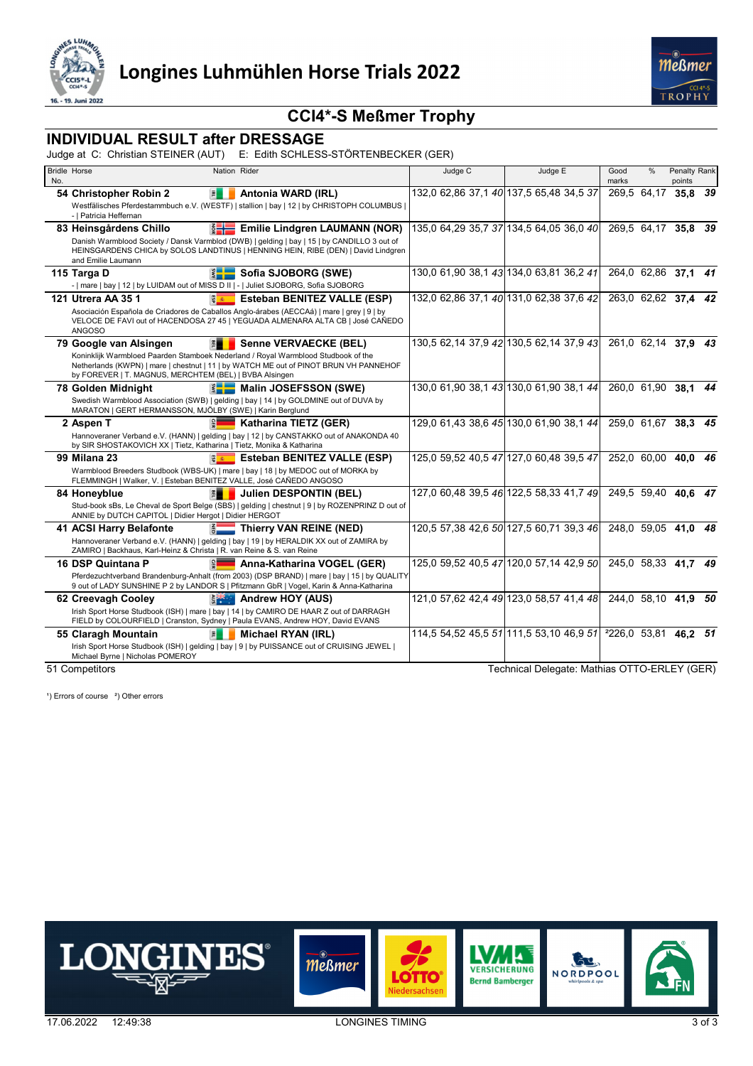# Longines Luhmühlen Horse Trials 2022

## CCI4*-S Meßmer Trophy

### INDIVIDUAL RESULT after DRESSAGE

Judge at C: Christian STEINER (AUT) E: Edith SCHLESS-STÖRTENBECKER (GER)

| Bridle No. | Horse | Nation | Rider | Judge C | | | | Judge E | | | | Good marks | % | Penalty points | Rank |
|---|---|---|---|---|---|---|---|---|---|---|---|---|---|---|---|
| 54 | **Christopher Robin 2**<br>Westfälisches Pferdestammbuch e.V. (WESTF) \| stallion \| bay \| 12 \| by CHRISTOPH COLUMBUS \| - \| Patricia Heffernan | IRL | **Antonia WARD (IRL)** | 132,0 | 62,86 | 37,1 | *40* | 137,5 | 65,48 | 34,5 | *37* | 269,5 | 64,17 | **35,8** | ***39*** |
| 83 | **Heinsgårdens Chillo**<br>Danish Warmblood Society / Dansk Varmblod (DWB) \| gelding \| bay \| 15 \| by CANDILLO 3 out of HEINSGARDENS CHICA by SOLOS LANDTINUS \| HENNING HEIN, RIBE (DEN) \| David Lindgren and Emilie Laumann | NOR | **Emilie Lindgren LAUMANN (NOR)** | 135,0 | 64,29 | 35,7 | *37* | 134,5 | 64,05 | 36,0 | *40* | 269,5 | 64,17 | **35,8** | ***39*** |
| 115 | **Targa D**<br>- \| mare \| bay \| 12 \| by LUIDAM out of MISS D II \| - \| Juliet SJOBORG, Sofia SJOBORG | SWE | **Sofia SJOBORG (SWE)** | 130,0 | 61,90 | 38,1 | *43* | 134,0 | 63,81 | 36,2 | *41* | 264,0 | 62,86 | **37,1** | ***41*** |
| 121 | **Utrera AA 35 1**<br>Asociación Española de Criadores de Caballos Anglo-árabes (AECCAá) \| mare \| grey \| 9 \| by VELOCE DE FAVI out of HACENDOSA 27 45 \| YEGUADA ALMENARA ALTA CB \| José CAÑEDO ANGOSO | ESP | **Esteban BENITEZ VALLE (ESP)** | 132,0 | 62,86 | 37,1 | *40* | 131,0 | 62,38 | 37,6 | *42* | 263,0 | 62,62 | **37,4** | ***42*** |
| 79 | **Google van Alsingen**<br>Koninklijk Warmbloed Paarden Stamboek Nederland / Royal Warmblood Studbook of the Netherlands (KWPN) \| mare \| chestnut \| 11 \| by WATCH ME out of PINOT BRUN VH PANNEHOF by FOREVER \| T. MAGNUS, MERCHTEM (BEL) \| BVBA Alsingen | BEL | **Senne VERVAECKE (BEL)** | 130,5 | 62,14 | 37,9 | *42* | 130,5 | 62,14 | 37,9 | *43* | 261,0 | 62,14 | **37,9** | ***43*** |
| 78 | **Golden Midnight**<br>Swedish Warmblood Association (SWB) \| gelding \| bay \| 14 \| by GOLDMINE out of DUVA by MARATON \| GERT HERMANSSON, MJÖLBY (SWE) \| Karin Berglund | SWE | **Malin JOSEFSSON (SWE)** | 130,0 | 61,90 | 38,1 | *43* | 130,0 | 61,90 | 38,1 | *44* | 260,0 | 61,90 | **38,1** | ***44*** |
| 2 | **Aspen T**<br>Hannoveraner Verband e.V. (HANN) \| gelding \| bay \| 12 \| by CANSTAKKO out of ANAKONDA 40 by SIR SHOSTAKOVICH XX \| Tietz, Katharina \| Tietz, Monika & Katharina | GER | **Katharina TIETZ (GER)** | 129,0 | 61,43 | 38,6 | *45* | 130,0 | 61,90 | 38,1 | *44* | 259,0 | 61,67 | **38,3** | ***45*** |
| 99 | **Milana 23**<br>Warmblood Breeders Studbook (WBS-UK) \| mare \| bay \| 18 \| by MEDOC out of MORKA by FLEMMINGH \| Walker, V. \| Esteban BENITEZ VALLE, José CAÑEDO ANGOSO | ESP | **Esteban BENITEZ VALLE (ESP)** | 125,0 | 59,52 | 40,5 | *47* | 127,0 | 60,48 | 39,5 | *47* | 252,0 | 60,00 | **40,0** | ***46*** |
| 84 | **Honeyblue**<br>Stud-book sBs, Le Cheval de Sport Belge (SBS) \| gelding \| chestnut \| 9 \| by ROZENPRINZ D out of ANNIE by DUTCH CAPITOL \| Didier Hergot \| Didier HERGOT | BEL | **Julien DESPONTIN (BEL)** | 127,0 | 60,48 | 39,5 | *46* | 122,5 | 58,33 | 41,7 | *49* | 249,5 | 59,40 | **40,6** | ***47*** |
| 41 | **ACSI Harry Belafonte**<br>Hannoveraner Verband e.V. (HANN) \| gelding \| bay \| 19 \| by HERALDIK XX out of ZAMIRA by ZAMIRO \| Backhaus, Karl-Heinz & Christa \| R. van Reine & S. van Reine | NED | **Thierry VAN REINE (NED)** | 120,5 | 57,38 | 42,6 | *50* | 127,5 | 60,71 | 39,3 | *46* | 248,0 | 59,05 | **41,0** | ***48*** |
| 16 | **DSP Quintana P**<br>Pferdezuchtverband Brandenburg-Anhalt (from 2003) (DSP BRAND) \| mare \| bay \| 15 \| by QUALITY 9 out of LADY SUNSHINE P 2 by LANDOR S \| Pfitzmann GbR \| Vogel, Karin & Anna-Katharina | GER | **Anna-Katharina VOGEL (GER)** | 125,0 | 59,52 | 40,5 | *47* | 120,0 | 57,14 | 42,9 | *50* | 245,0 | 58,33 | **41,7** | ***49*** |
| 62 | **Creevagh Cooley**<br>Irish Sport Horse Studbook (ISH) \| mare \| bay \| 14 \| by CAMIRO DE HAAR Z out of DARRAGH FIELD by COLOURFIELD \| Cranston, Sydney \| Paula EVANS, Andrew HOY, David EVANS | AUS | **Andrew HOY (AUS)** | 121,0 | 57,62 | 42,4 | *49* | 123,0 | 58,57 | 41,4 | *48* | 244,0 | 58,10 | **41,9** | ***50*** |
| 55 | **Claragh Mountain**<br>Irish Sport Horse Studbook (ISH) \| gelding \| bay \| 9 \| by PUISSANCE out of CRUISING JEWEL \| Michael Byrne \| Nicholas POMEROY | IRL | **Michael RYAN (IRL)** | 114,5 | 54,52 | 45,5 | *51* | 111,5 | 53,10 | 46,9 | *51* | ²226,0 | 53,81 | **46,2** | ***51*** |

51 Competitors

Technical Delegate: Mathias OTTO-ERLEY (GER)

¹) Errors of course ²) Other errors

17.06.2022 12:49:38 LONGINES TIMING